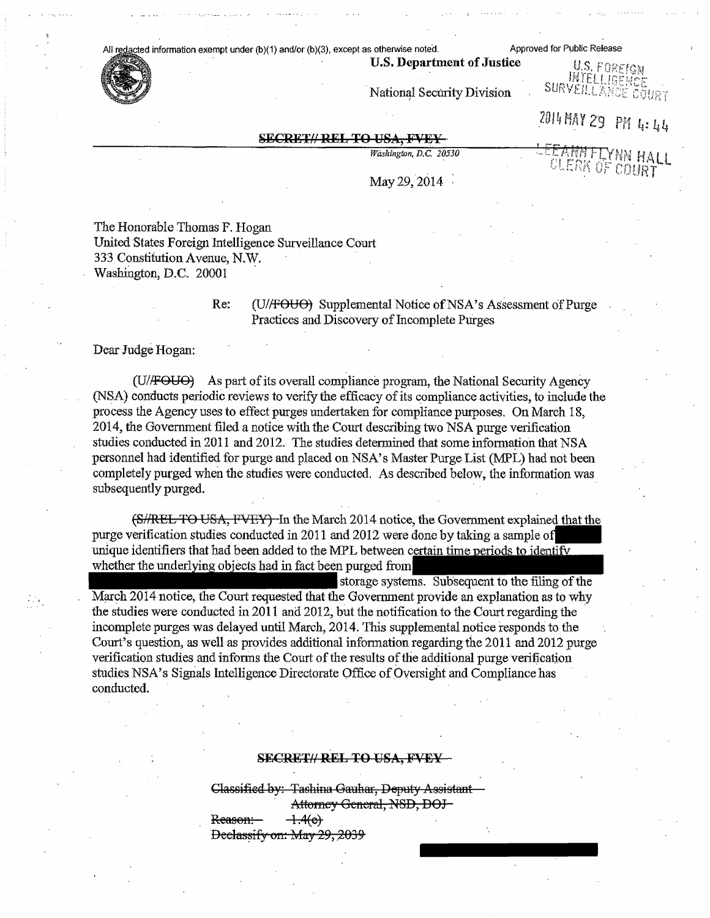All redacted information exempt under (b)(1) and/or (b)(3), except as otherwise noted. Approved for Public Release

**U.S. Department of Justice**

National Security Division

U.S. FOREIGN INTELLIGENCE SURVEILLANCE COURT

2014 MAY 29 PM 4:44

LEEANN FLYNN HALL CLERK OF COURT

~~SECRET// REL TO USA, FVEY~~

*Washington, D.C. 20530*

May 29, 2014

The Honorable Thomas F. Hogan
United States Foreign Intelligence Surveillance Court
333 Constitution Avenue, N.W.
Washington, D.C. 20001

Re: (U//~~FOUO~~) Supplemental Notice of NSA's Assessment of Purge Practices and Discovery of Incomplete Purges

Dear Judge Hogan:

(U//~~FOUO~~) As part of its overall compliance program, the National Security Agency (NSA) conducts periodic reviews to verify the efficacy of its compliance activities, to include the process the Agency uses to effect purges undertaken for compliance purposes. On March 18, 2014, the Government filed a notice with the Court describing two NSA purge verification studies conducted in 2011 and 2012. The studies determined that some information that NSA personnel had identified for purge and placed on NSA's Master Purge List (MPL) had not been completely purged when the studies were conducted. As described below, the information was subsequently purged.

~~(S//REL TO USA, FVEY)~~ In the March 2014 notice, the Government explained that the purge verification studies conducted in 2011 and 2012 were done by taking a sample of [REDACTED] unique identifiers that had been added to the MPL between certain time periods to identify whether the underlying objects had in fact been purged from [REDACTED] storage systems. Subsequent to the filing of the March 2014 notice, the Court requested that the Government provide an explanation as to why the studies were conducted in 2011 and 2012, but the notification to the Court regarding the incomplete purges was delayed until March, 2014. This supplemental notice responds to the Court's question, as well as provides additional information regarding the 2011 and 2012 purge verification studies and informs the Court of the results of the additional purge verification studies NSA's Signals Intelligence Directorate Office of Oversight and Compliance has conducted.

~~SECRET// REL TO USA, FVEY~~

~~Classified by: Tashina Gauhar, Deputy Assistant Attorney General, NSD, DOJ~~
~~Reason: 1.4(c)~~
~~Declassify on: May 29, 2039~~

[REDACTED]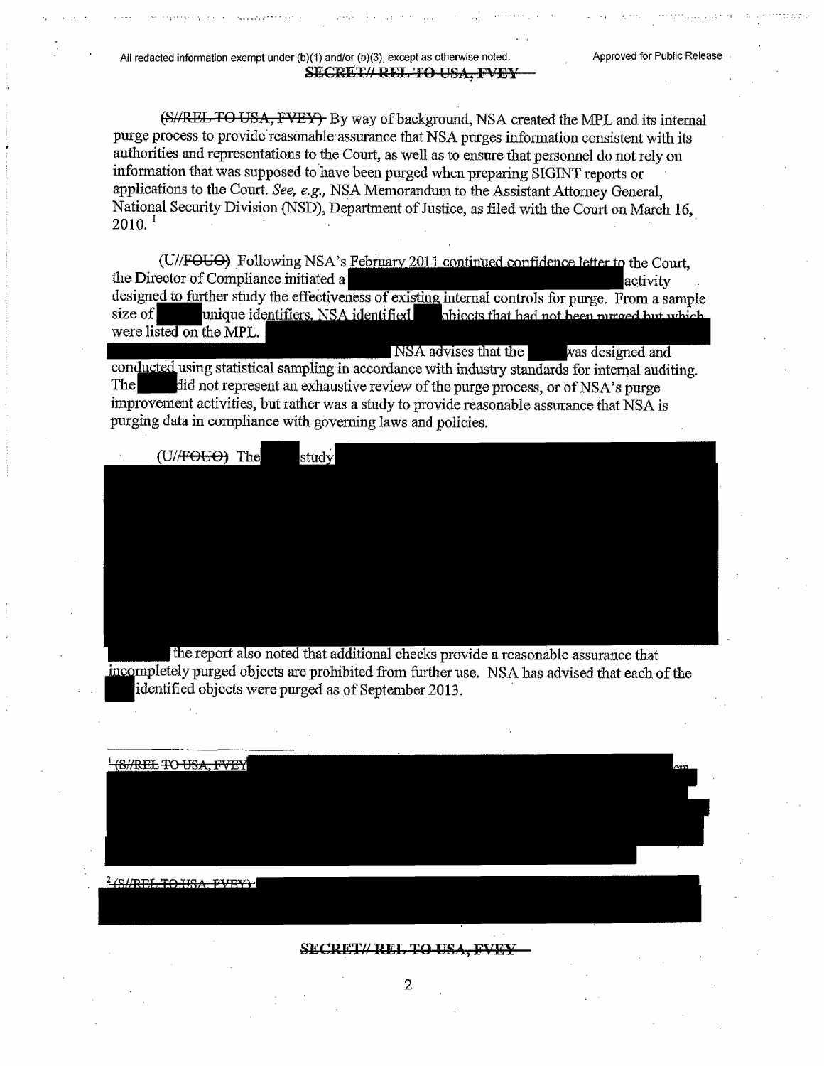(S//REL TO USA, FVEY) By way of background, NSA created the MPL and its internal purge process to provide reasonable assurance that NSA purges information consistent with its authorities and representations to the Court, as well as to ensure that personnel do not rely on information that was supposed to have been purged when preparing SIGINT reports or applications to the Court. *See, e.g.*, NSA Memorandum to the Assistant Attorney General, National Security Division (NSD), Department of Justice, as filed with the Court on March 16, 2010.[1]

(U//FOUO) Following NSA's February 2011 continued confidence letter to the Court, the Director of Compliance initiated a [REDACTED] activity designed to further study the effectiveness of existing internal controls for purge. From a sample size of [REDACTED] unique identifiers, NSA identified [REDACTED] objects that had not been purged but which were listed on the MPL. [REDACTED] NSA advises that the [REDACTED] was designed and conducted using statistical sampling in accordance with industry standards for internal auditing. The [REDACTED] did not represent an exhaustive review of the purge process, or of NSA's purge improvement activities, but rather was a study to provide reasonable assurance that NSA is purging data in compliance with governing laws and policies.

(U//FOUO) The [REDACTED] study [REDACTED] the report also noted that additional checks provide a reasonable assurance that incompletely purged objects are prohibited from further use. NSA has advised that each of the [REDACTED] identified objects were purged as of September 2013.

[1] (S//REL TO USA, FVEY) [REDACTED]

[2] (S//REL TO USA, FVEY) [REDACTED]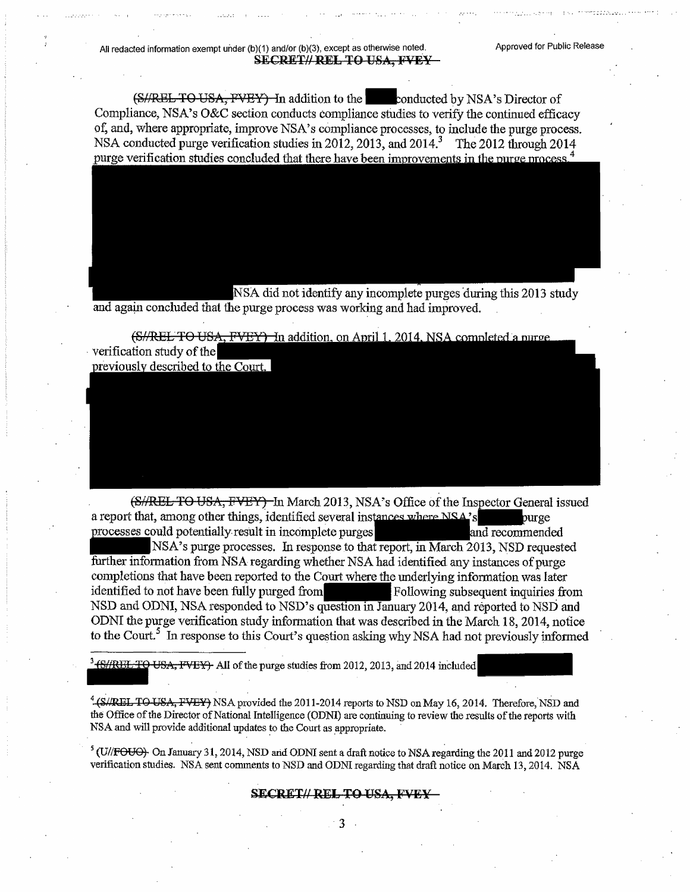All redacted information exempt under (b)(1) and/or (b)(3), except as otherwise noted.

Approved for Public Release

**~~SECRET//REL TO USA, FVEY~~**

~~(S//REL TO USA, FVEY)~~ In addition to the [redacted] conducted by NSA's Director of Compliance, NSA's O&C section conducts compliance studies to verify the continued efficacy of, and, where appropriate, improve NSA's compliance processes, to include the purge process. NSA conducted purge verification studies in 2012, 2013, and 2014.[3] The 2012 through 2014 purge verification studies concluded that there have been improvements in the purge process.[4] [redacted] NSA did not identify any incomplete purges during this 2013 study and again concluded that the purge process was working and had improved.

~~(S//REL TO USA, FVEY)~~ In addition, on April 1, 2014, NSA completed a purge verification study of the [redacted] previously described to the Court. [redacted]

~~(S//REL TO USA, FVEY)~~ In March 2013, NSA's Office of the Inspector General issued a report that, among other things, identified several instances where NSA's [redacted] purge processes could potentially result in incomplete purges [redacted] and recommended [redacted] NSA's purge processes. In response to that report, in March 2013, NSD requested further information from NSA regarding whether NSA had identified any instances of purge completions that have been reported to the Court where the underlying information was later identified to not have been fully purged from [redacted] Following subsequent inquiries from NSD and ODNI, NSA responded to NSD's question in January 2014, and reported to NSD and ODNI the purge verification study information that was described in the March 18, 2014, notice to the Court.[5] In response to this Court's question asking why NSA had not previously informed

[3] ~~(S//REL TO USA, FVEY)~~ All of the purge studies from 2012, 2013, and 2014 included [redacted]

[4] ~~(S//REL TO USA, FVEY)~~ NSA provided the 2011-2014 reports to NSD on May 16, 2014. Therefore, NSD and the Office of the Director of National Intelligence (ODNI) are continuing to review the results of the reports with NSA and will provide additional updates to the Court as appropriate.

[5] (U//~~FOUO~~) On January 31, 2014, NSD and ODNI sent a draft notice to NSA regarding the 2011 and 2012 purge verification studies. NSA sent comments to NSD and ODNI regarding that draft notice on March 13, 2014. NSA

**~~SECRET//REL TO USA, FVEY~~**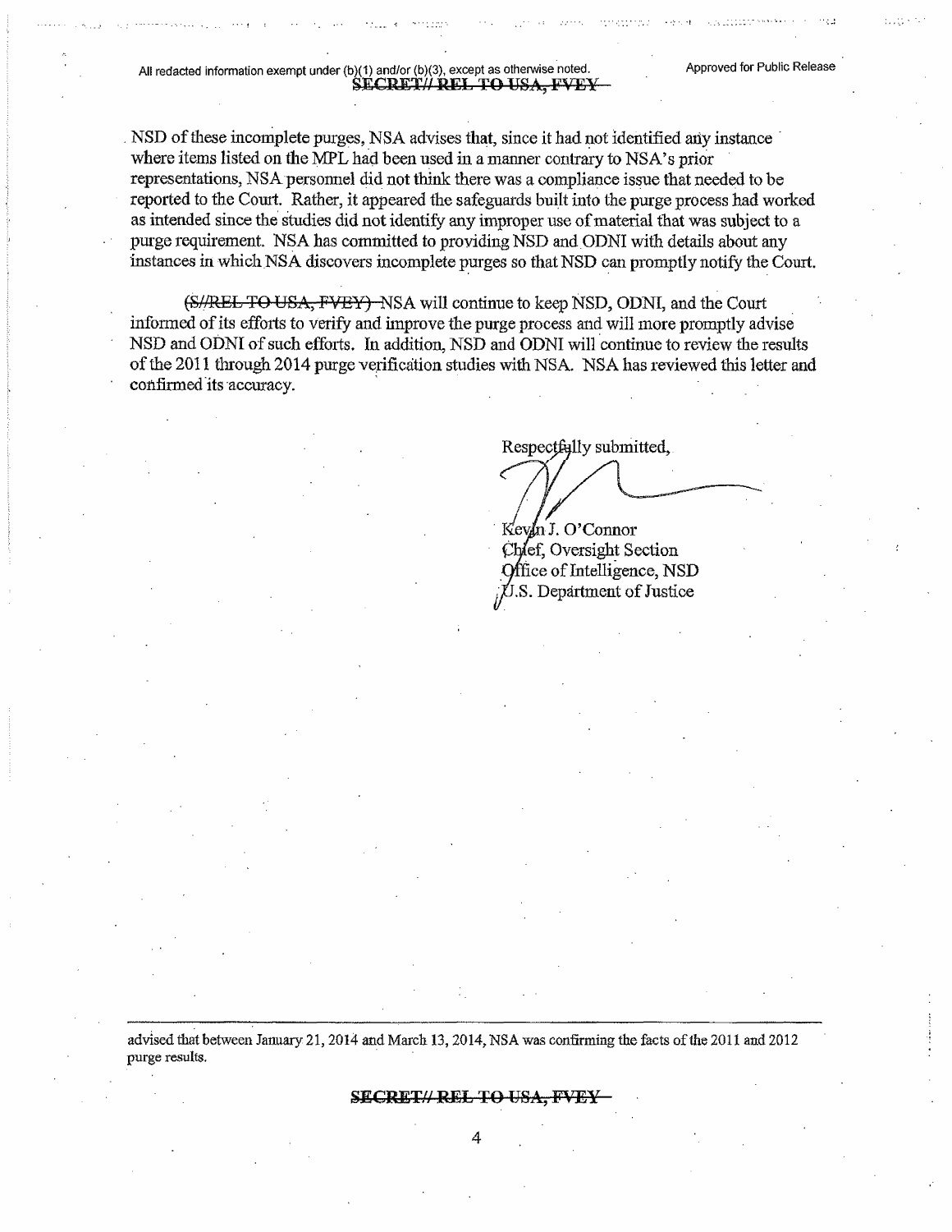NSD of these incomplete purges, NSA advises that, since it had not identified any instance where items listed on the MPL had been used in a manner contrary to NSA's prior representations, NSA personnel did not think there was a compliance issue that needed to be reported to the Court. Rather, it appeared the safeguards built into the purge process had worked as intended since the studies did not identify any improper use of material that was subject to a purge requirement. NSA has committed to providing NSD and ODNI with details about any instances in which NSA discovers incomplete purges so that NSD can promptly notify the Court.

~~(S//REL TO USA, FVEY)~~ NSA will continue to keep NSD, ODNI, and the Court informed of its efforts to verify and improve the purge process and will more promptly advise NSD and ODNI of such efforts. In addition, NSD and ODNI will continue to review the results of the 2011 through 2014 purge verification studies with NSA. NSA has reviewed this letter and confirmed its accuracy.

Respectfully submitted,

Kevin J. O'Connor
Chief, Oversight Section
Office of Intelligence, NSD
U.S. Department of Justice

---

advised that between January 21, 2014 and March 13, 2014, NSA was confirming the facts of the 2011 and 2012 purge results.